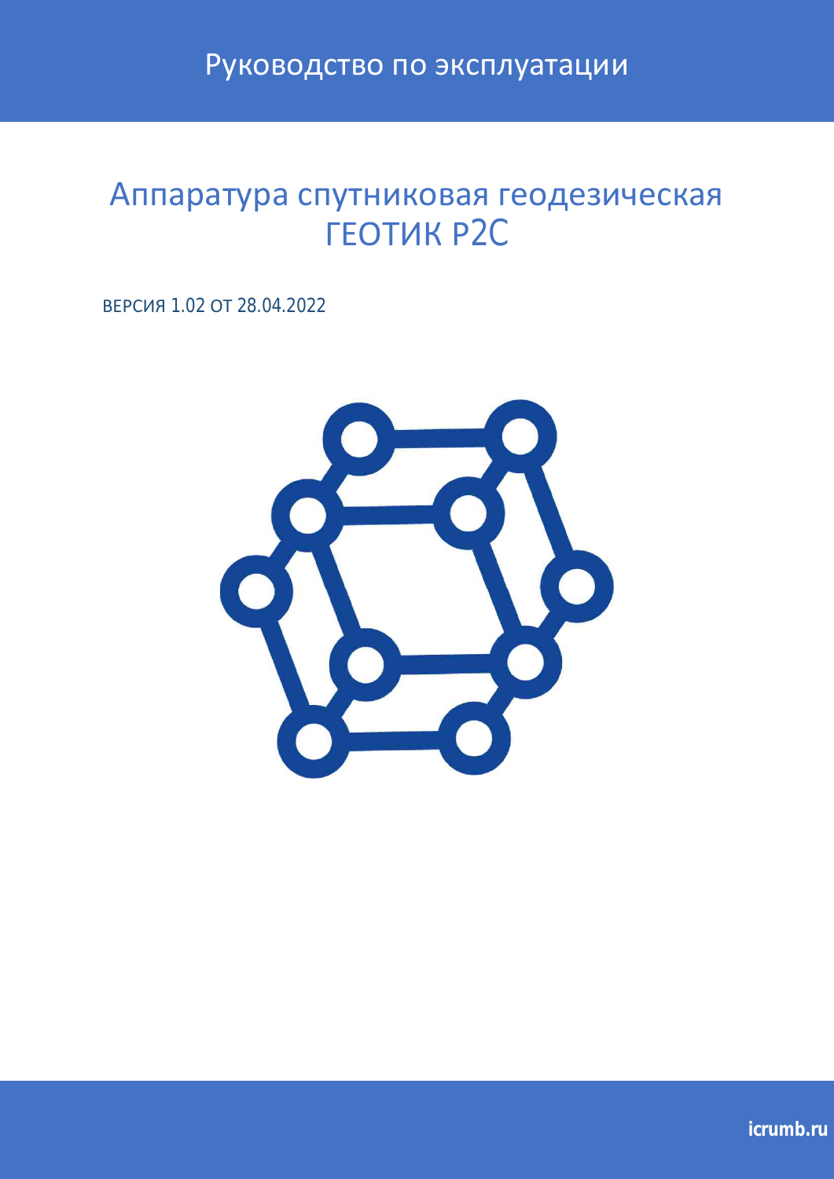Руководство по эксплуатации

# Аппаратура спутниковая геодезическая ГЕОТИК P2C

ВЕРСИЯ 1.02 ОТ 28.04.2022

icrumb.ru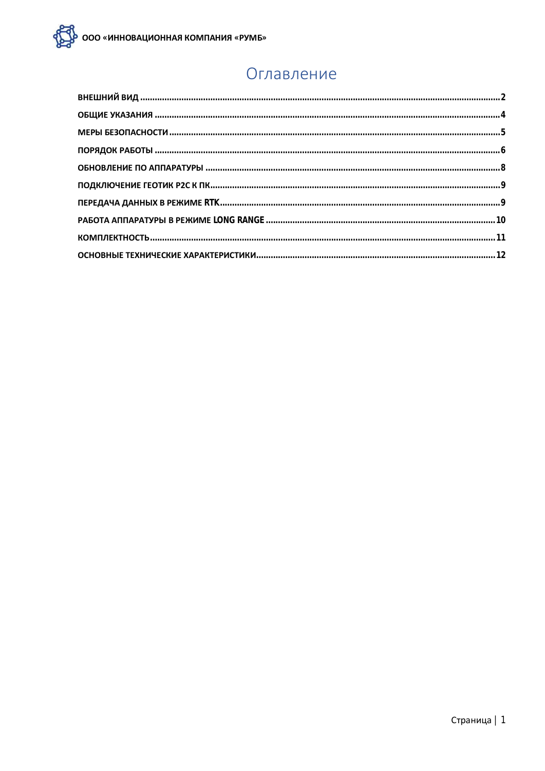# Оглавление

ВНЕШНИЙ ВИД ........ 2
ОБЩИЕ УКАЗАНИЯ ........ 4
МЕРЫ БЕЗОПАСНОСТИ ........ 5
ПОРЯДОК РАБОТЫ ........ 6
ОБНОВЛЕНИЕ ПО АППАРАТУРЫ ........ 8
ПОДКЛЮЧЕНИЕ ГЕОТИК P2C К ПК ........ 9
ПЕРЕДАЧА ДАННЫХ В РЕЖИМЕ RTK ........ 9
РАБОТА АППАРАТУРЫ В РЕЖИМЕ LONG RANGE ........ 10
КОМПЛЕКТНОСТЬ ........ 11
ОСНОВНЫЕ ТЕХНИЧЕСКИЕ ХАРАКТЕРИСТИКИ ........ 12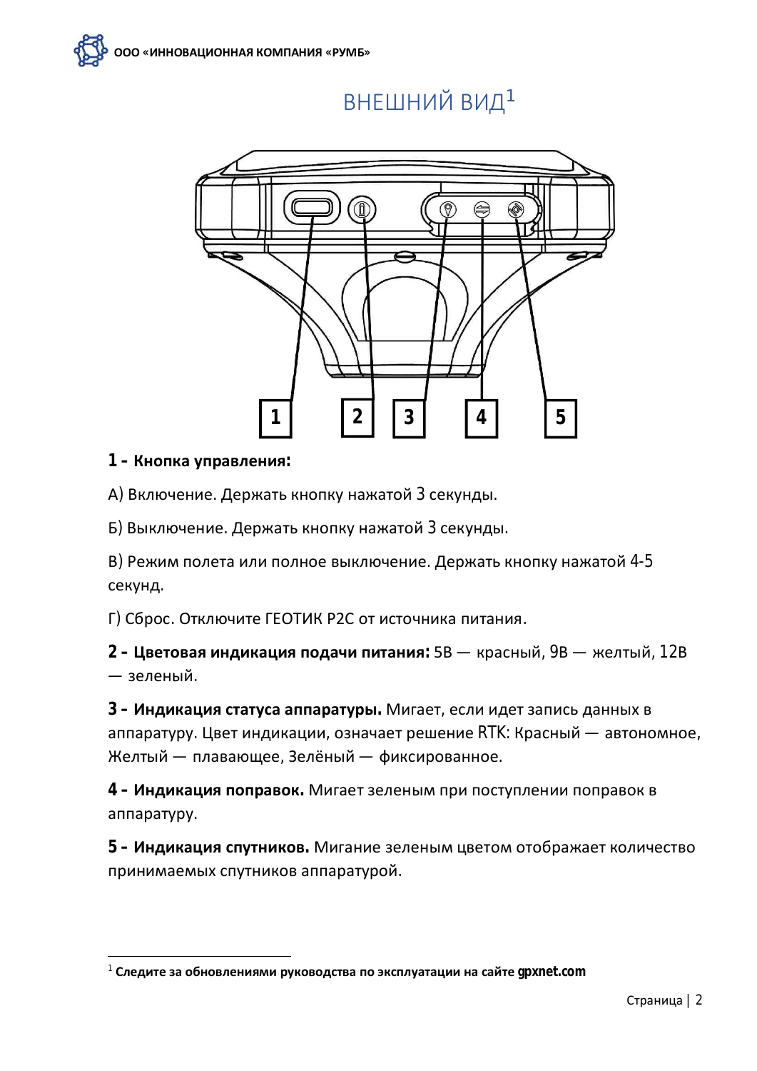# ВНЕШНИЙ ВИД[1]

**1 - Кнопка управления:**

А) Включение. Держать кнопку нажатой 3 секунды.

Б) Выключение. Держать кнопку нажатой 3 секунды.

В) Режим полета или полное выключение. Держать кнопку нажатой 4-5 секунд.

Г) Сброс. Отключите ГЕОТИК Р2С от источника питания.

**2 - Цветовая индикация подачи питания:** 5В — красный, 9В — желтый, 12В — зеленый.

**3 - Индикация статуса аппаратуры.** Мигает, если идет запись данных в аппаратуру. Цвет индикации, означает решение RTK: Красный — автономное, Желтый — плавающее, Зелёный — фиксированное.

**4 - Индикация поправок.** Мигает зеленым при поступлении поправок в аппаратуру.

**5 - Индикация спутников.** Мигание зеленым цветом отображает количество принимаемых спутников аппаратурой.

---

[1] **Следите за обновлениями руководства по эксплуатации на сайте gpxnet.com**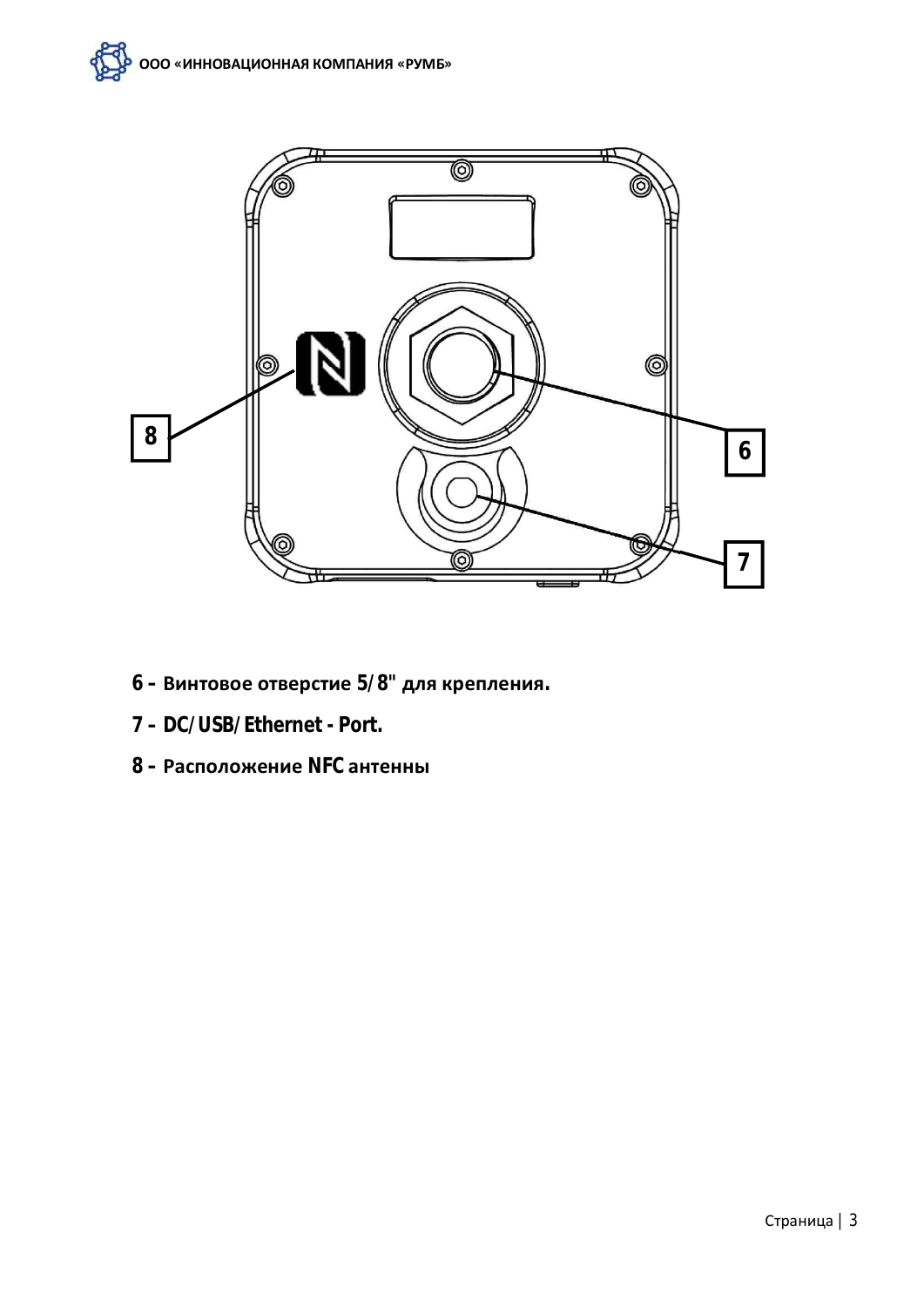**6 - Винтовое отверстие 5/8" для крепления.**

**7 - DC/USB/Ethernet - Port.**

**8 - Расположение NFC антенны**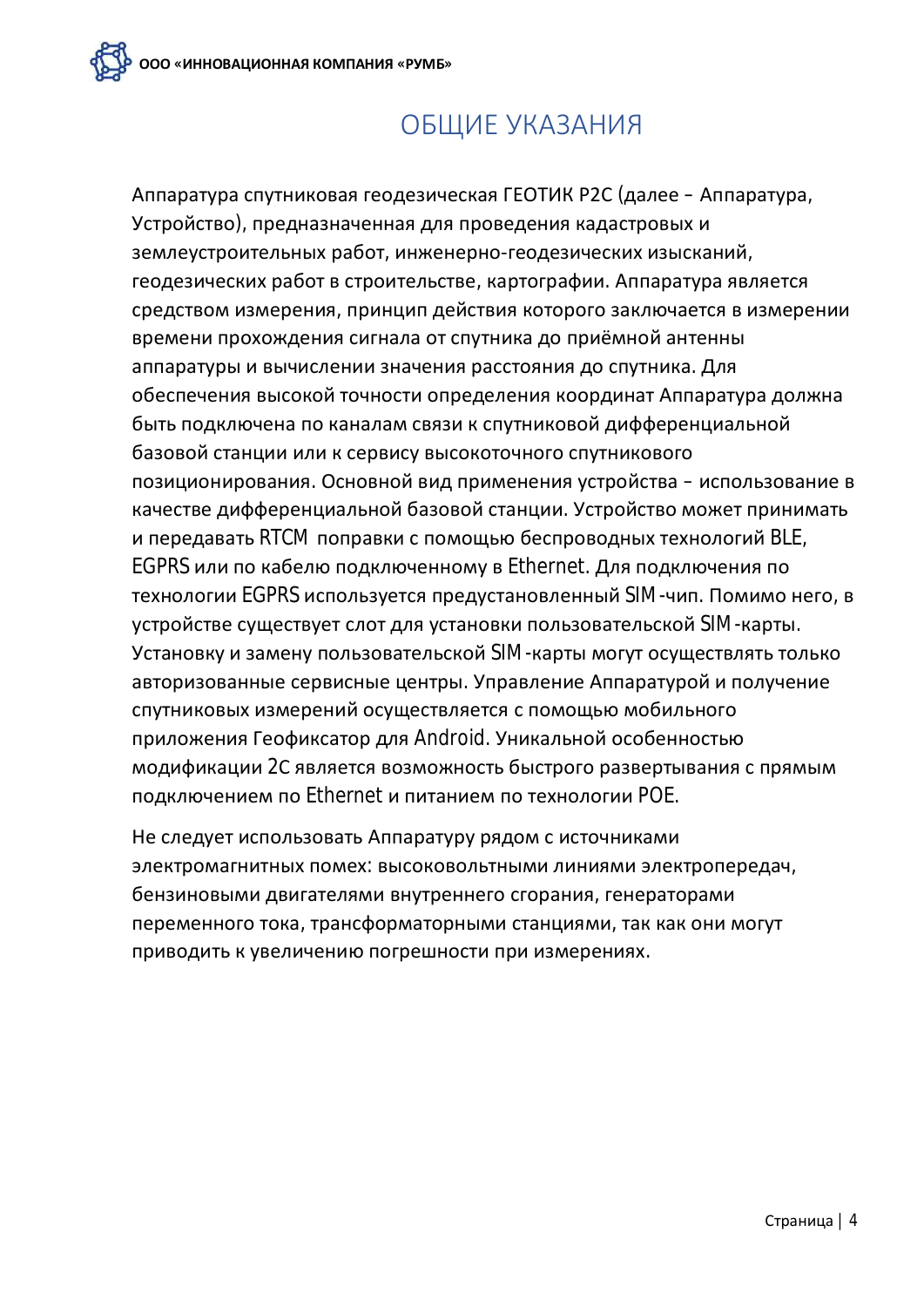# ОБЩИЕ УКАЗАНИЯ

Аппаратура спутниковая геодезическая ГЕОТИК P2C (далее – Аппаратура, Устройство), предназначенная для проведения кадастровых и землеустроительных работ, инженерно-геодезических изысканий, геодезических работ в строительстве, картографии. Аппаратура является средством измерения, принцип действия которого заключается в измерении времени прохождения сигнала от спутника до приёмной антенны аппаратуры и вычислении значения расстояния до спутника. Для обеспечения высокой точности определения координат Аппаратура должна быть подключена по каналам связи к спутниковой дифференциальной базовой станции или к сервису высокоточного спутникового позиционирования. Основной вид применения устройства – использование в качестве дифференциальной базовой станции. Устройство может принимать и передавать RTCM поправки с помощью беспроводных технологий BLE, EGPRS или по кабелю подключенному в Ethernet. Для подключения по технологии EGPRS используется предустановленный SIM-чип. Помимо него, в устройстве существует слот для установки пользовательской SIM-карты. Установку и замену пользовательской SIM-карты могут осуществлять только авторизованные сервисные центры. Управление Аппаратурой и получение спутниковых измерений осуществляется с помощью мобильного приложения Геофиксатор для Android. Уникальной особенностью модификации 2С является возможность быстрого развертывания с прямым подключением по Ethernet и питанием по технологии POE.

Не следует использовать Аппаратуру рядом с источниками электромагнитных помех: высоковольтными линиями электропередач, бензиновыми двигателями внутреннего сгорания, генераторами переменного тока, трансформаторными станциями, так как они могут приводить к увеличению погрешности при измерениях.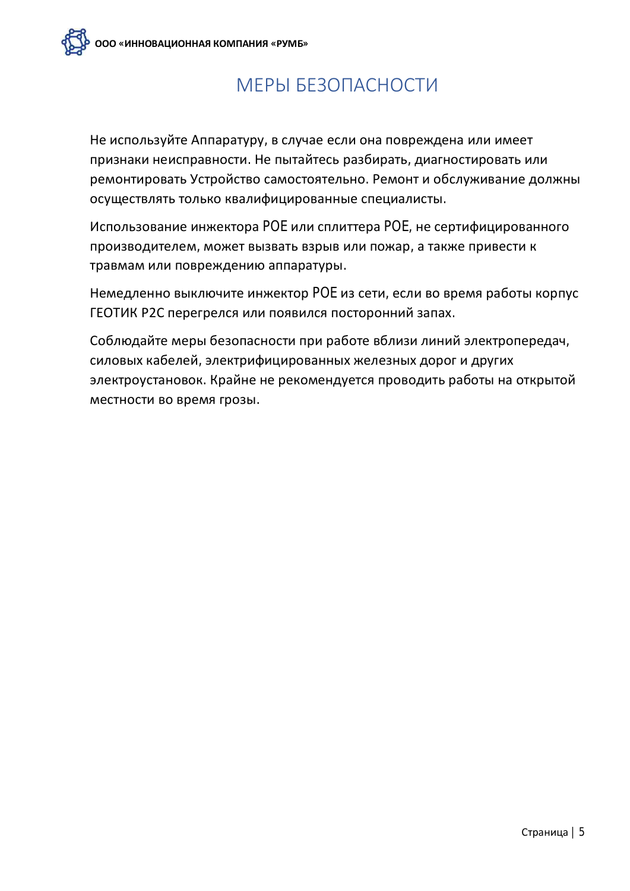# МЕРЫ БЕЗОПАСНОСТИ

Не используйте Аппаратуру, в случае если она повреждена или имеет признаки неисправности. Не пытайтесь разбирать, диагностировать или ремонтировать Устройство самостоятельно. Ремонт и обслуживание должны осуществлять только квалифицированные специалисты.

Использование инжектора POE или сплиттера POE, не сертифицированного производителем, может вызвать взрыв или пожар, а также привести к травмам или повреждению аппаратуры.

Немедленно выключите инжектор POE из сети, если во время работы корпус ГЕОТИК P2C перегрелся или появился посторонний запах.

Соблюдайте меры безопасности при работе вблизи линий электропередач, силовых кабелей, электрифицированных железных дорог и других электроустановок. Крайне не рекомендуется проводить работы на открытой местности во время грозы.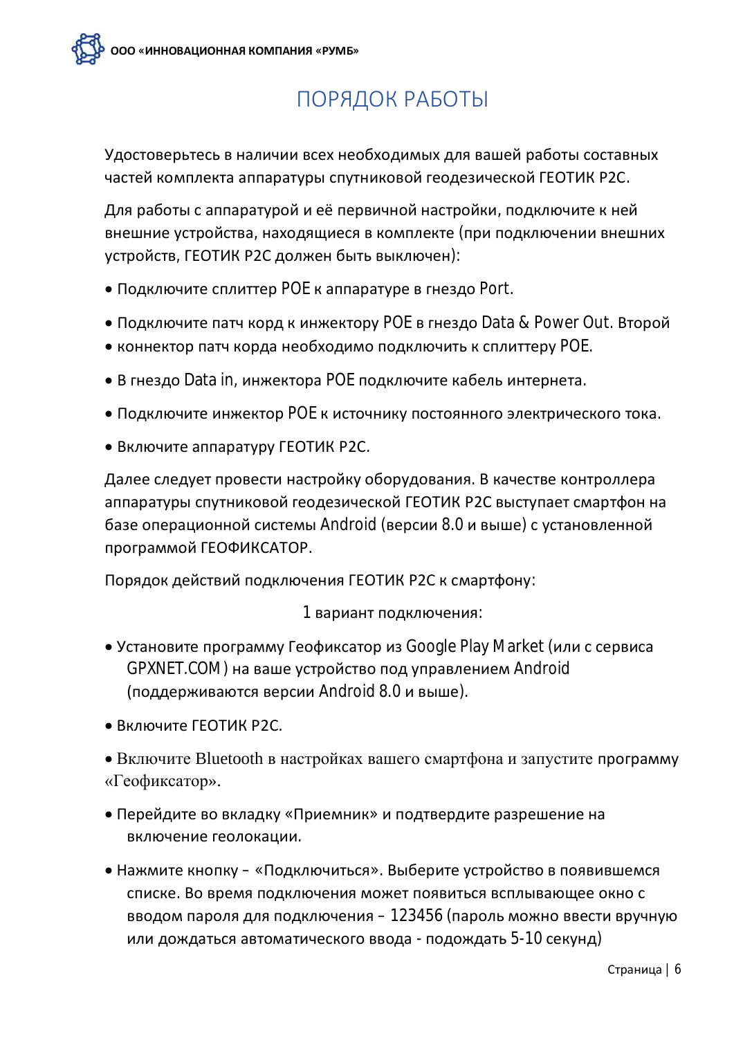# ПОРЯДОК РАБОТЫ

Удостоверьтесь в наличии всех необходимых для вашей работы составных частей комплекта аппаратуры спутниковой геодезической ГЕОТИК P2C.

Для работы с аппаратурой и её первичной настройки, подключите к ней внешние устройства, находящиеся в комплекте (при подключении внешних устройств, ГЕОТИК P2C должен быть выключен):

- Подключите сплиттер POE к аппаратуре в гнездо Port.
- Подключите патч корд к инжектору POE в гнездо Data & Power Out. Второй
- коннектор патч корда необходимо подключить к сплиттеру POE.
- В гнездо Data in, инжектора POE подключите кабель интернета.
- Подключите инжектор POE к источнику постоянного электрического тока.
- Включите аппаратуру ГЕОТИК P2C.

Далее следует провести настройку оборудования. В качестве контроллера аппаратуры спутниковой геодезической ГЕОТИК P2C выступает смартфон на базе операционной системы Android (версии 8.0 и выше) с установленной программой ГЕОФИКСАТОР.

Порядок действий подключения ГЕОТИК P2C к смартфону:

1 вариант подключения:

- Установите программу Геофиксатор из Google Play Market (или с сервиса GPXNET.COM ) на ваше устройство под управлением Android (поддерживаются версии Android 8.0 и выше).
- Включите ГЕОТИК P2C.
- Включите Bluetooth в настройках вашего смартфона и запустите программу «Геофиксатор».
- Перейдите во вкладку «Приемник» и подтвердите разрешение на включение геолокации.
- Нажмите кнопку – «Подключиться». Выберите устройство в появившемся списке. Во время подключения может появиться всплывающее окно с вводом пароля для подключения – 123456 (пароль можно ввести вручную или дождаться автоматического ввода - подождать 5-10 секунд)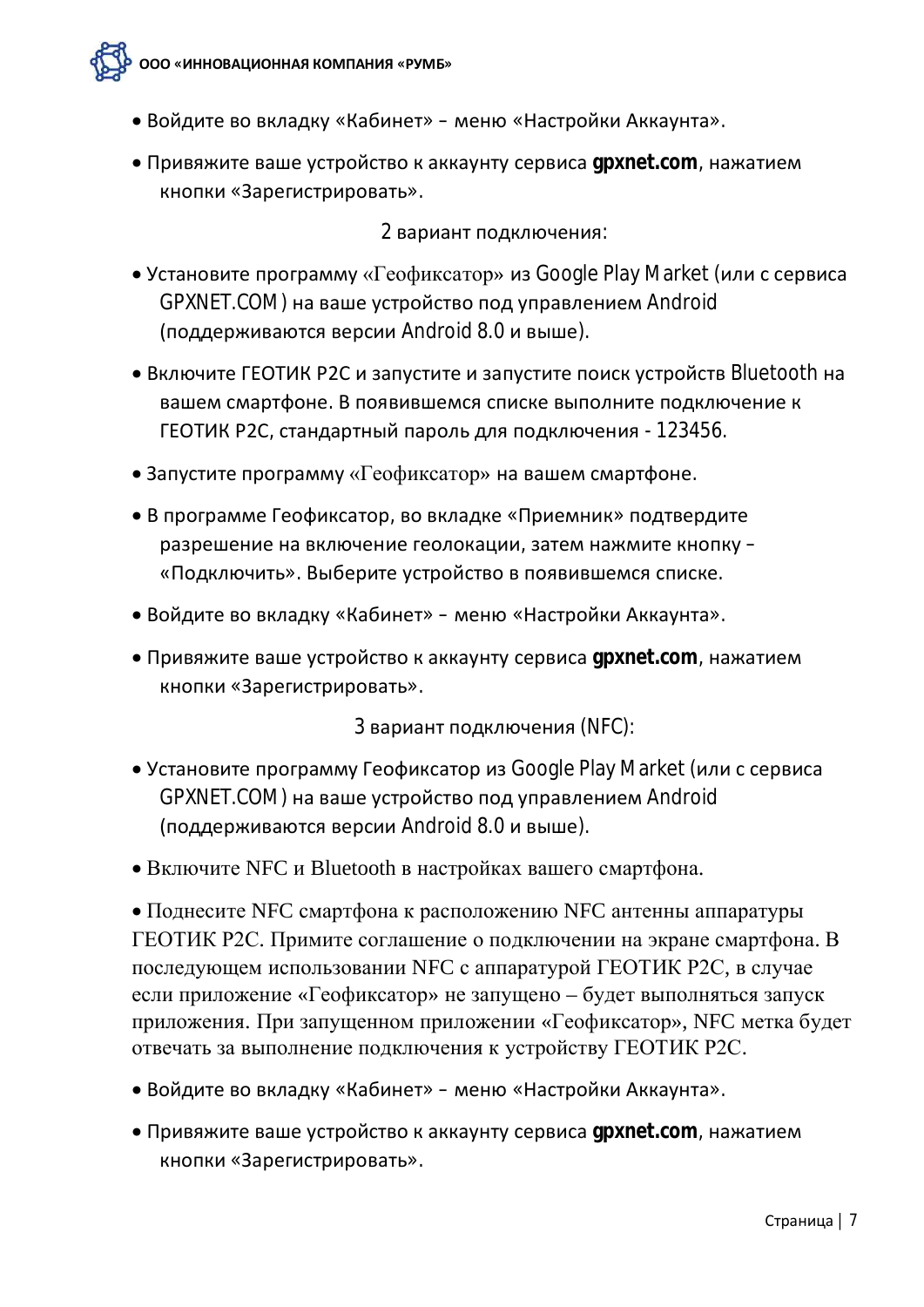- Войдите во вкладку «Кабинет» – меню «Настройки Аккаунта».
- Привяжите ваше устройство к аккаунту сервиса **gpxnet.com**, нажатием кнопки «Зарегистрировать».

2 вариант подключения:

- Установите программу «Геофиксатор» из Google Play Market (или с сервиса GPXNET.COM ) на ваше устройство под управлением Android (поддерживаются версии Android 8.0 и выше).
- Включите ГЕОТИК Р2С и запустите и запустите поиск устройств Bluetooth на вашем смартфоне. В появившемся списке выполните подключение к ГЕОТИК Р2С, стандартный пароль для подключения - 123456.
- Запустите программу «Геофиксатор» на вашем смартфоне.
- В программе Геофиксатор, во вкладке «Приемник» подтвердите разрешение на включение геолокации, затем нажмите кнопку – «Подключить». Выберите устройство в появившемся списке.
- Войдите во вкладку «Кабинет» – меню «Настройки Аккаунта».
- Привяжите ваше устройство к аккаунту сервиса **gpxnet.com**, нажатием кнопки «Зарегистрировать».

3 вариант подключения (NFC):

- Установите программу Геофиксатор из Google Play Market (или с сервиса GPXNET.COM ) на ваше устройство под управлением Android (поддерживаются версии Android 8.0 и выше).
- Включите NFC и Bluetooth в настройках вашего смартфона.
- Поднесите NFC смартфона к расположению NFC антенны аппаратуры ГЕОТИК Р2С. Примите соглашение о подключении на экране смартфона. В последующем использовании NFC с аппаратурой ГЕОТИК Р2С, в случае если приложение «Геофиксатор» не запущено – будет выполняться запуск приложения. При запущенном приложении «Геофиксатор», NFC метка будет отвечать за выполнение подключения к устройству ГЕОТИК Р2С.
- Войдите во вкладку «Кабинет» – меню «Настройки Аккаунта».
- Привяжите ваше устройство к аккаунту сервиса **gpxnet.com**, нажатием кнопки «Зарегистрировать».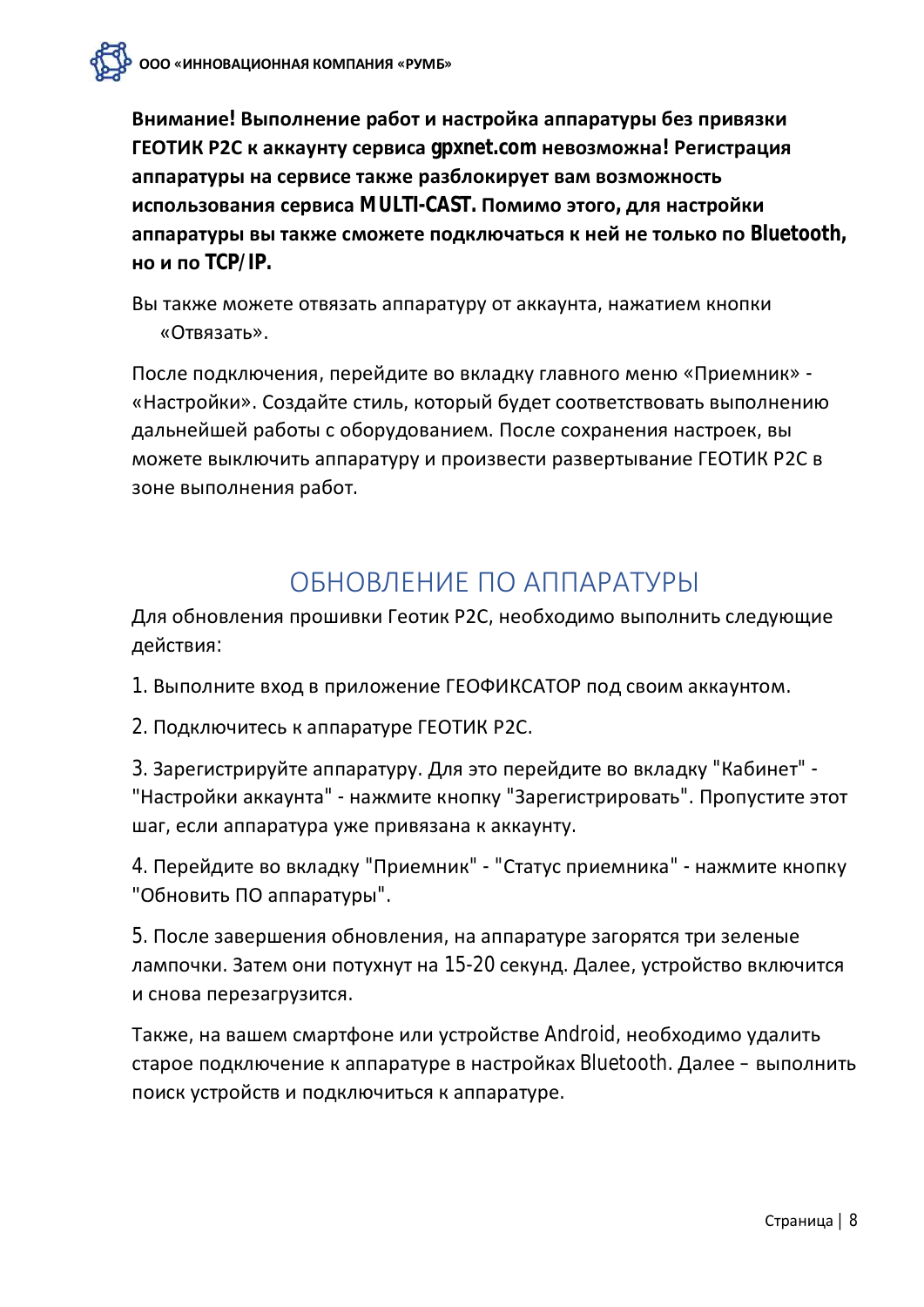**Внимание! Выполнение работ и настройка аппаратуры без привязки ГЕОТИК P2C к аккаунту сервиса gpxnet.com невозможна! Регистрация аппаратуры на сервисе также разблокирует вам возможность использования сервиса MULTI-CAST. Помимо этого, для настройки аппаратуры вы также сможете подключаться к ней не только по Bluetooth, но и по TCP/IP.**

Вы также можете отвязать аппаратуру от аккаунта, нажатием кнопки «Отвязать».

После подключения, перейдите во вкладку главного меню «Приемник» - «Настройки». Создайте стиль, который будет соответствовать выполнению дальнейшей работы с оборудованием. После сохранения настроек, вы можете выключить аппаратуру и произвести развертывание ГЕОТИК P2C в зоне выполнения работ.

## ОБНОВЛЕНИЕ ПО АППАРАТУРЫ

Для обновления прошивки Геотик P2C, необходимо выполнить следующие действия:

1. Выполните вход в приложение ГЕОФИКСАТОР под своим аккаунтом.

2. Подключитесь к аппаратуре ГЕОТИК P2C.

3. Зарегистрируйте аппаратуру. Для это перейдите во вкладку "Кабинет" - "Настройки аккаунта" - нажмите кнопку "Зарегистрировать". Пропустите этот шаг, если аппаратура уже привязана к аккаунту.

4. Перейдите во вкладку "Приемник" - "Статус приемника" - нажмите кнопку "Обновить ПО аппаратуры".

5. После завершения обновления, на аппаратуре загорятся три зеленые лампочки. Затем они потухнут на 15-20 секунд. Далее, устройство включится и снова перезагрузится.

Также, на вашем смартфоне или устройстве Android, необходимо удалить старое подключение к аппаратуре в настройках Bluetooth. Далее – выполнить поиск устройств и подключиться к аппаратуре.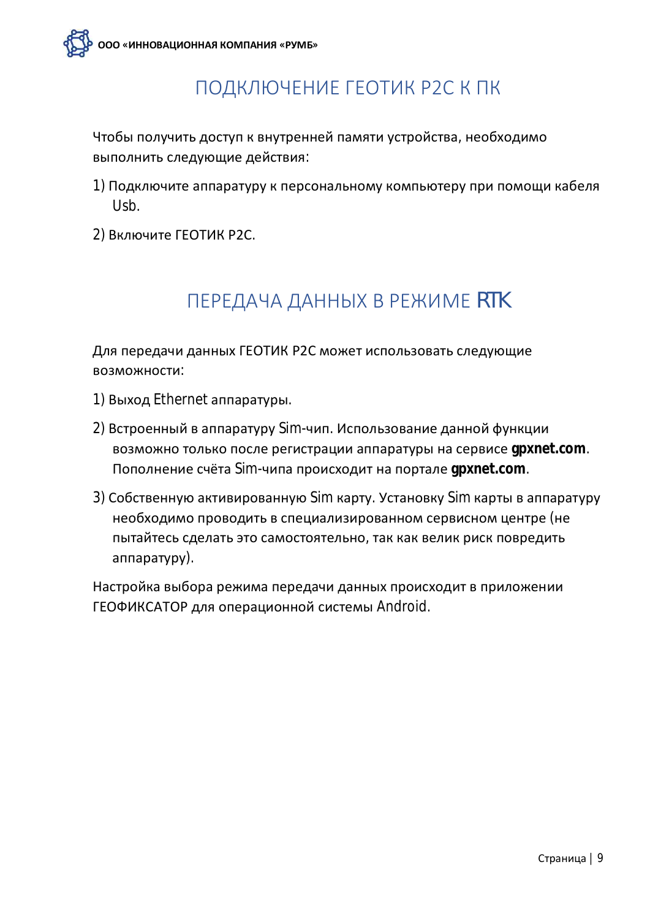# ПОДКЛЮЧЕНИЕ ГЕОТИК P2C К ПК

Чтобы получить доступ к внутренней памяти устройства, необходимо выполнить следующие действия:

1) Подключите аппаратуру к персональному компьютеру при помощи кабеля Usb.
2) Включите ГЕОТИК P2C.

# ПЕРЕДАЧА ДАННЫХ В РЕЖИМЕ RTK

Для передачи данных ГЕОТИК P2C может использовать следующие возможности:

1) Выход Ethernet аппаратуры.
2) Встроенный в аппаратуру Sim-чип. Использование данной функции возможно только после регистрации аппаратуры на сервисе **gpxnet.com**. Пополнение счёта Sim-чипа происходит на портале **gpxnet.com**.
3) Собственную активированную Sim карту. Установку Sim карты в аппаратуру необходимо проводить в специализированном сервисном центре (не пытайтесь сделать это самостоятельно, так как велик риск повредить аппаратуру).

Настройка выбора режима передачи данных происходит в приложении ГЕОФИКСАТОР для операционной системы Android.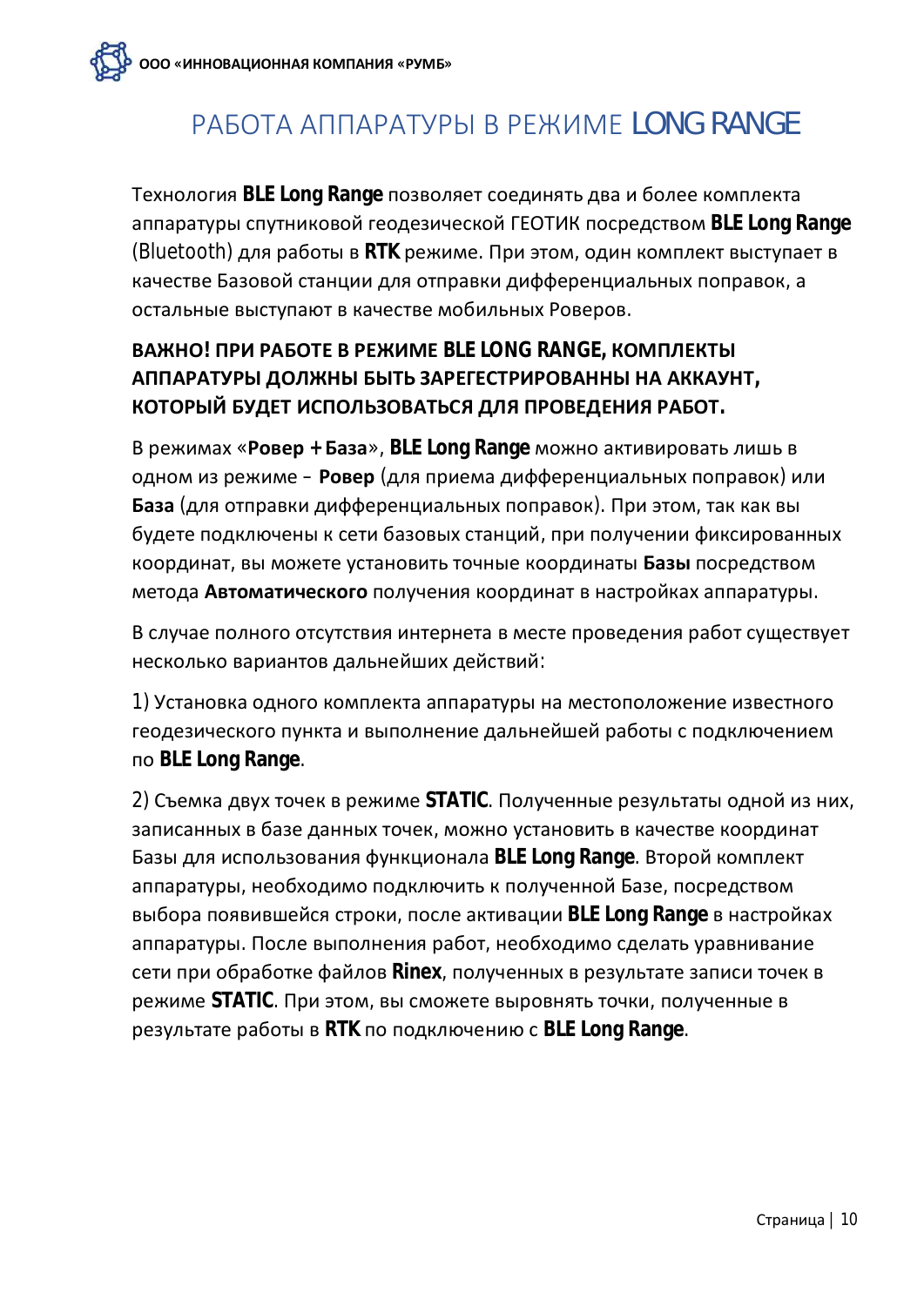# РАБОТА АППАРАТУРЫ В РЕЖИМЕ LONG RANGE

Технология **BLE Long Range** позволяет соединять два и более комплекта аппаратуры спутниковой геодезической ГЕОТИК посредством **BLE Long Range** (Bluetooth) для работы в **RTK** режиме. При этом, один комплект выступает в качестве Базовой станции для отправки дифференциальных поправок, а остальные выступают в качестве мобильных Роверов.

**ВАЖНО! ПРИ РАБОТЕ В РЕЖИМЕ BLE LONG RANGE, КОМПЛЕКТЫ АППАРАТУРЫ ДОЛЖНЫ БЫТЬ ЗАРЕГЕСТРИРОВАННЫ НА АККАУНТ, КОТОРЫЙ БУДЕТ ИСПОЛЬЗОВАТЬСЯ ДЛЯ ПРОВЕДЕНИЯ РАБОТ.**

В режимах «**Ровер + База**», **BLE Long Range** можно активировать лишь в одном из режиме – **Ровер** (для приема дифференциальных поправок) или **База** (для отправки дифференциальных поправок). При этом, так как вы будете подключены к сети базовых станций, при получении фиксированных координат, вы можете установить точные координаты **Базы** посредством метода **Автоматического** получения координат в настройках аппаратуры.

В случае полного отсутствия интернета в месте проведения работ существует несколько вариантов дальнейших действий:

1) Установка одного комплекта аппаратуры на местоположение известного геодезического пункта и выполнение дальнейшей работы с подключением по **BLE Long Range**.

2) Съемка двух точек в режиме **STATIC**. Полученные результаты одной из них, записанных в базе данных точек, можно установить в качестве координат Базы для использования функционала **BLE Long Range**. Второй комплект аппаратуры, необходимо подключить к полученной Базе, посредством выбора появившейся строки, после активации **BLE Long Range** в настройках аппаратуры. После выполнения работ, необходимо сделать уравнивание сети при обработке файлов **Rinex**, полученных в результате записи точек в режиме **STATIC**. При этом, вы сможете выровнять точки, полученные в результате работы в **RTK** по подключению с **BLE Long Range**.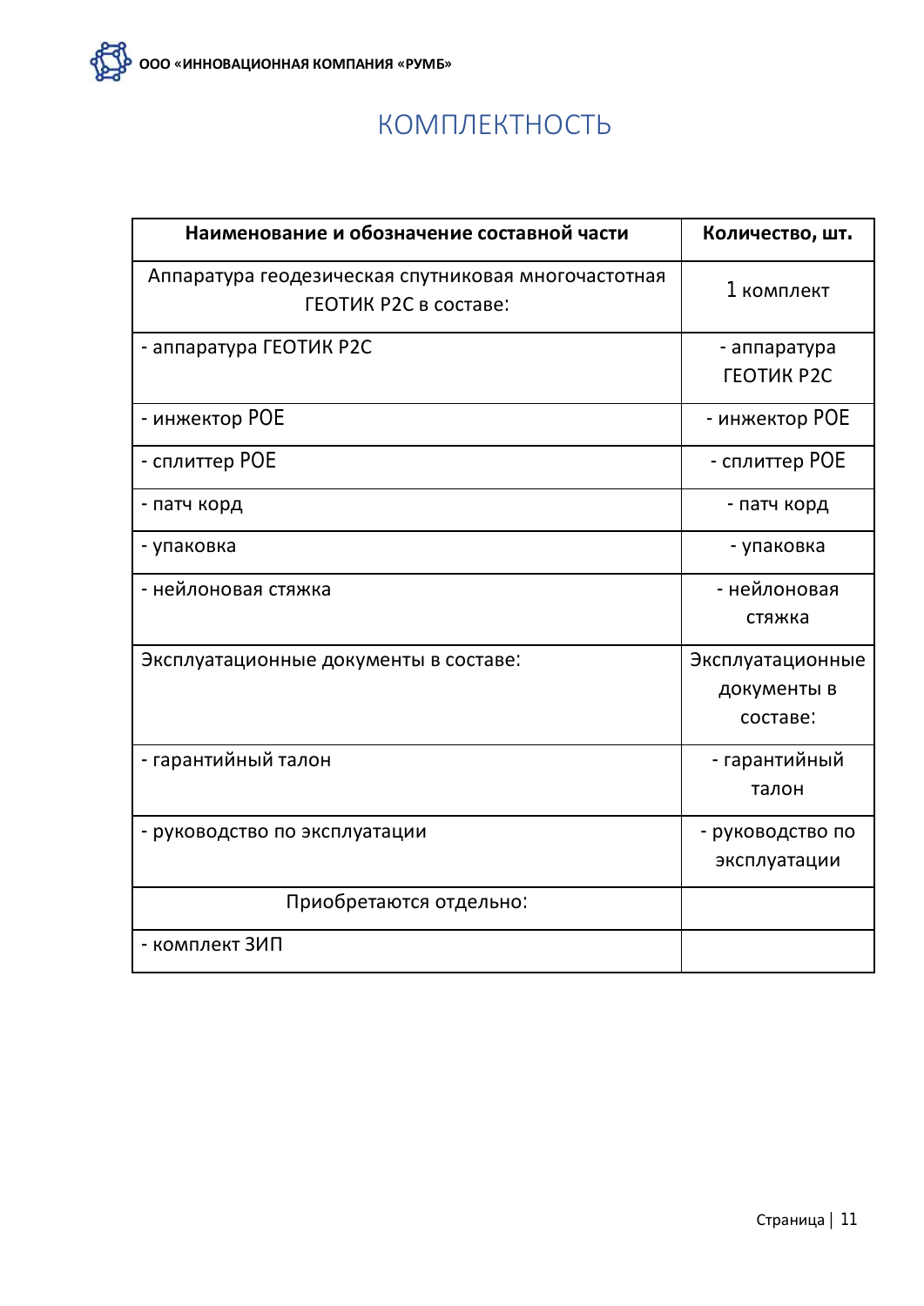# КОМПЛЕКТНОСТЬ

| Наименование и обозначение составной части | Количество, шт. |
|---|---|
| Аппаратура геодезическая спутниковая многочастотная ГЕОТИК Р2С в составе: | 1 комплект |
| - аппаратура ГЕОТИК Р2С | - аппаратура ГЕОТИК Р2С |
| - инжектор POE | - инжектор POE |
| - сплиттер POE | - сплиттер POE |
| - патч корд | - патч корд |
| - упаковка | - упаковка |
| - нейлоновая стяжка | - нейлоновая стяжка |
| Эксплуатационные документы в составе: | Эксплуатационные документы в составе: |
| - гарантийный талон | - гарантийный талон |
| - руководство по эксплуатации | - руководство по эксплуатации |
| Приобретаются отдельно: | |
| - комплект ЗИП | |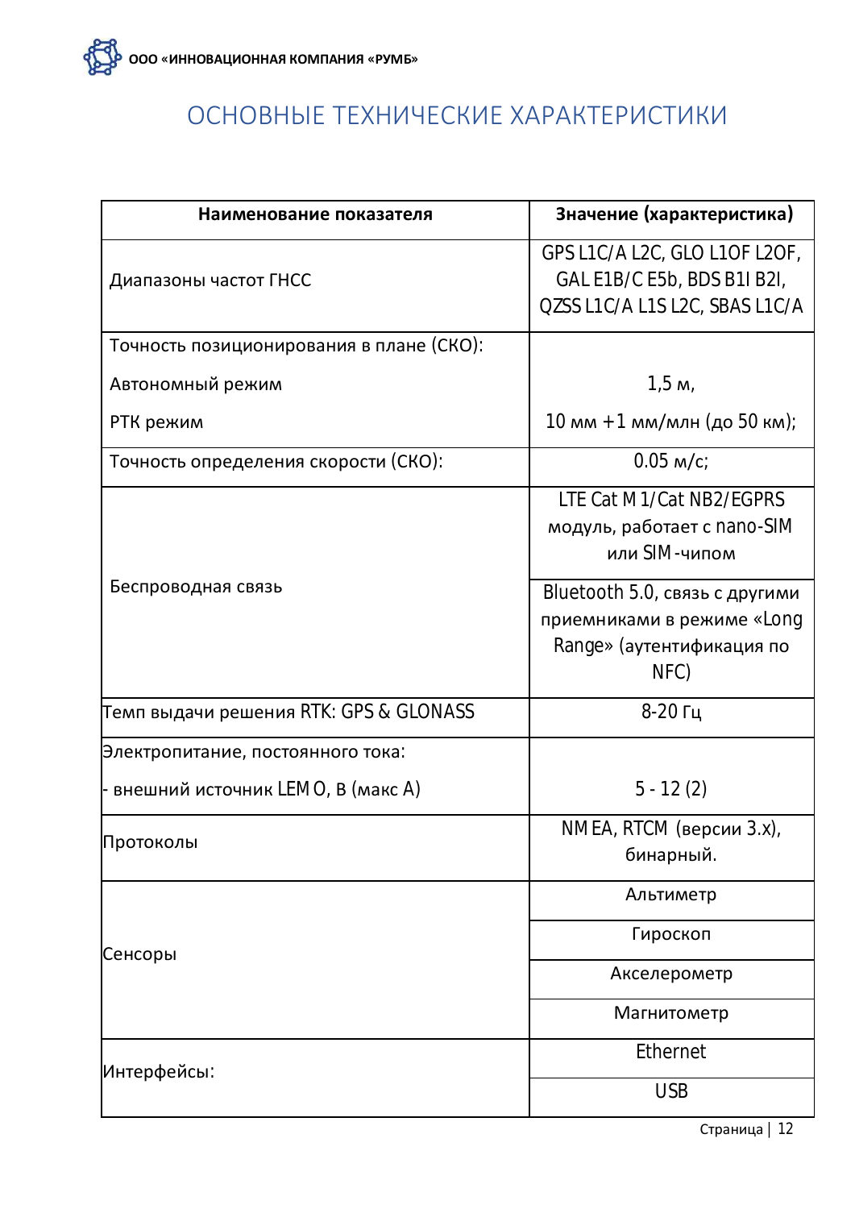# ОСНОВНЫЕ ТЕХНИЧЕСКИЕ ХАРАКТЕРИСТИКИ

| Наименование показателя | Значение (характеристика) |
|---|---|
| Диапазоны частот ГНСС | GPS L1C/A L2C, GLO L1OF L2OF, GAL E1B/C E5b, BDS B1I B2I, QZSS L1C/A L1S L2C, SBAS L1C/A |
| Точность позиционирования в плане (СКО):<br>Автономный режим<br>РТК режим | <br>1,5 м,<br>10 мм +1 мм/млн (до 50 км); |
| Точность определения скорости (СКО): | 0.05 м/с; |
| Беспроводная связь | LTE Cat M1/Cat NB2/EGPRS модуль, работает с nano-SIM или SIM-чипом |
| | Bluetooth 5.0, связь с другими приемниками в режиме «Long Range» (аутентификация по NFC) |
| Темп выдачи решения RTK: GPS & GLONASS | 8-20 Гц |
| Электропитание, постоянного тока:<br>- внешний источник LEMO, В (макс А) | <br>5 - 12 (2) |
| Протоколы | NMEA, RTCM (версии 3.x), бинарный. |
| Сенсоры | Альтиметр |
| | Гироскоп |
| | Акселерометр |
| | Магнитометр |
| Интерфейсы: | Ethernet |
| | USB |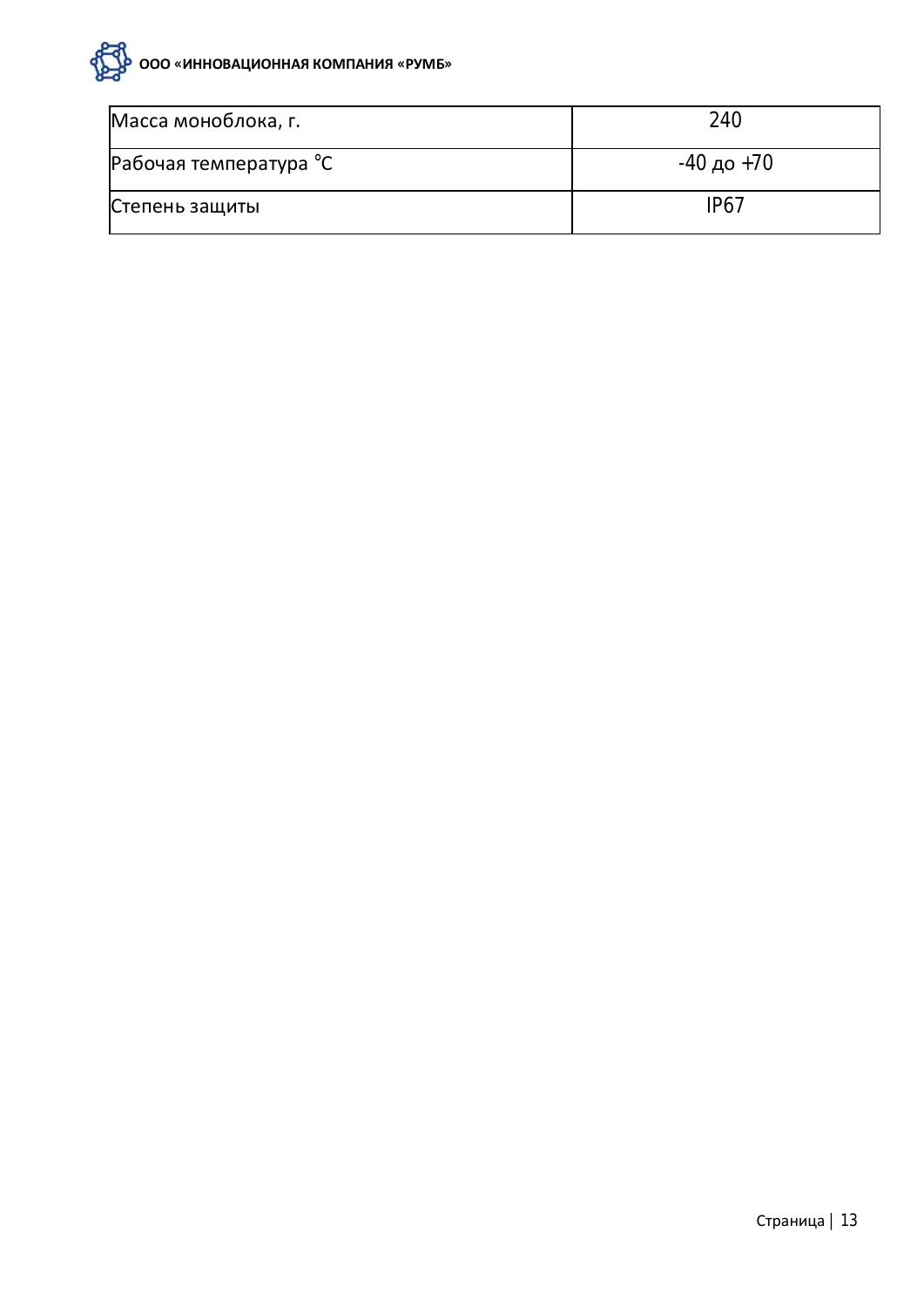| | |
|---|---|
| Масса моноблока, г. | 240 |
| Рабочая температура °С | -40 до +70 |
| Степень защиты | IP67 |